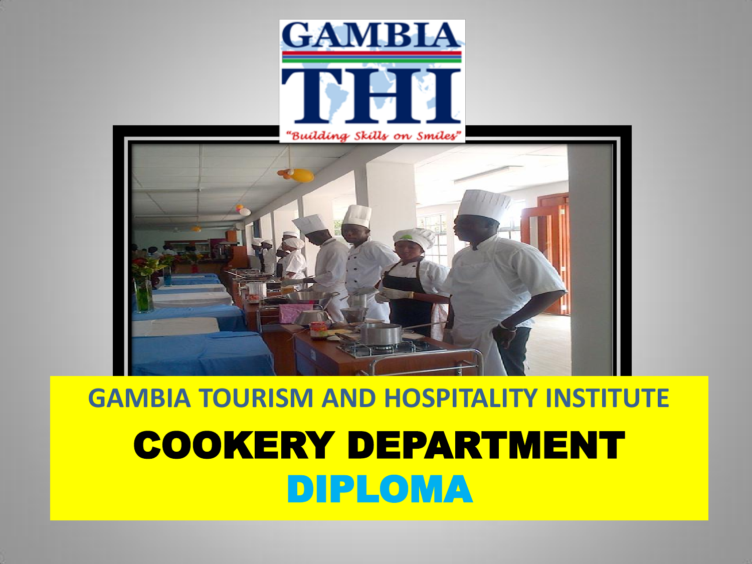GAMBIA THI

"Building Skills on Smiles"

# GAMBIA TOURISM AND HOSPITALITY INSTITUTE

# COOKERY DEPARTMENT

# DIPLOMA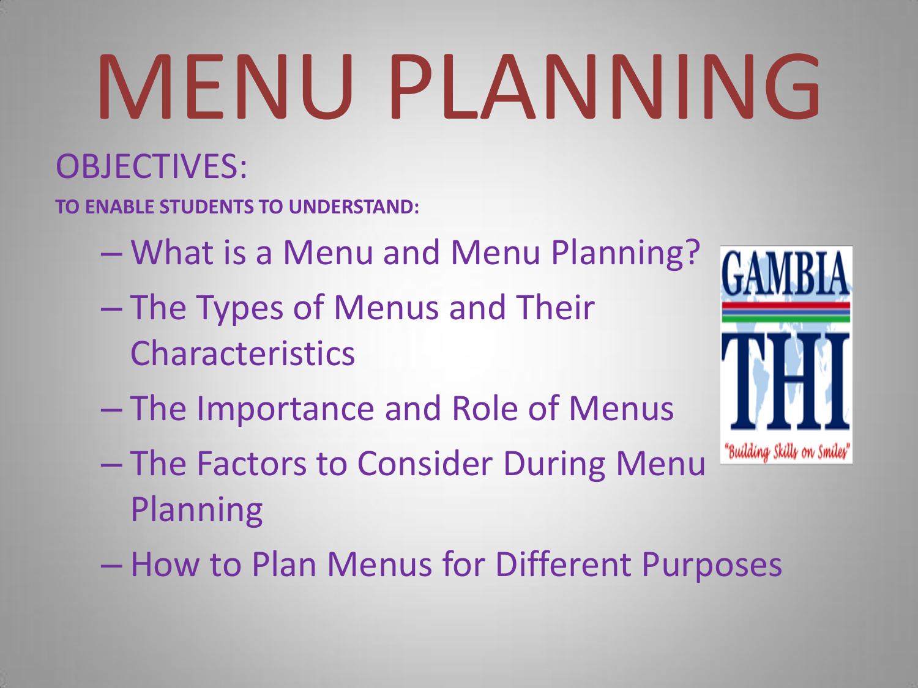# MENU PLANNING

OBJECTIVES:

**TO ENABLE STUDENTS TO UNDERSTAND:**

- What is a Menu and Menu Planning?
- The Types of Menus and Their Characteristics
- The Importance and Role of Menus
- The Factors to Consider During Menu Planning
- How to Plan Menus for Different Purposes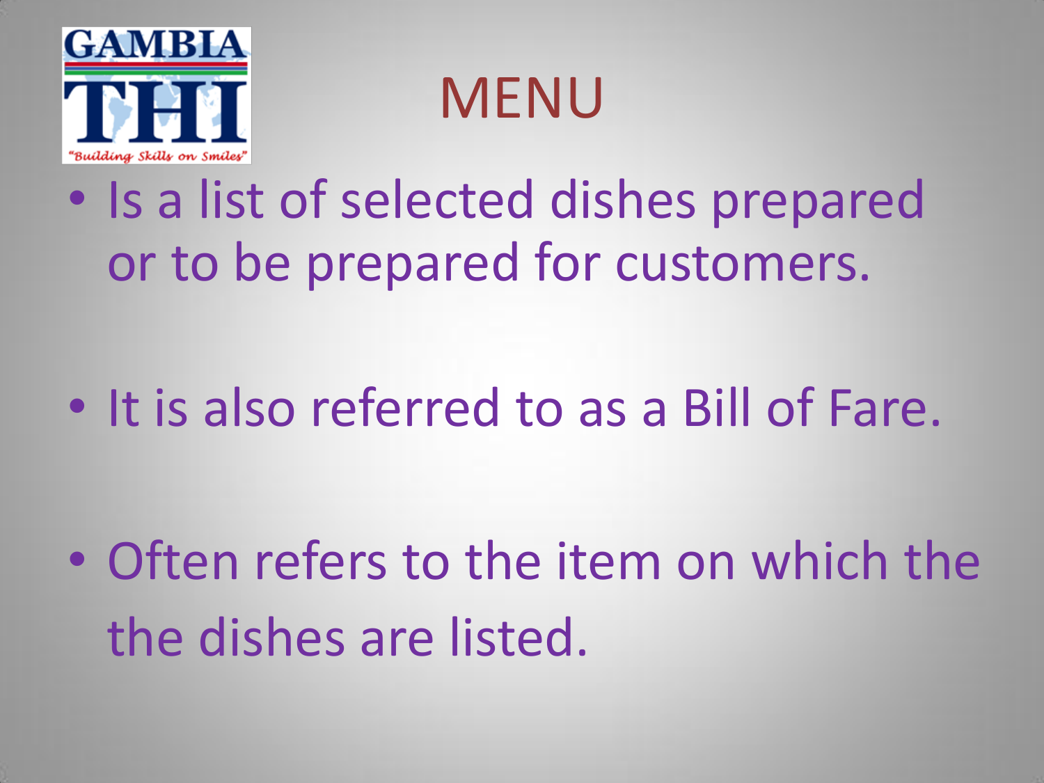# MENU

- Is a list of selected dishes prepared or to be prepared for customers.
- It is also referred to as a Bill of Fare.
- Often refers to the item on which the the dishes are listed.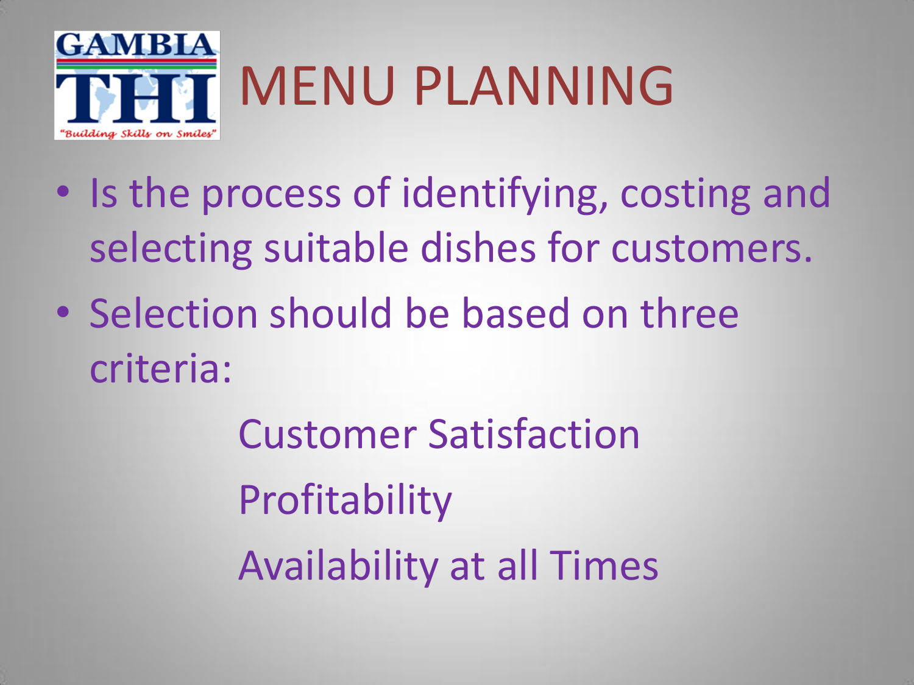# MENU PLANNING

- Is the process of identifying, costing and selecting suitable dishes for customers.
- Selection should be based on three criteria:

  Customer Satisfaction

  Profitability

  Availability at all Times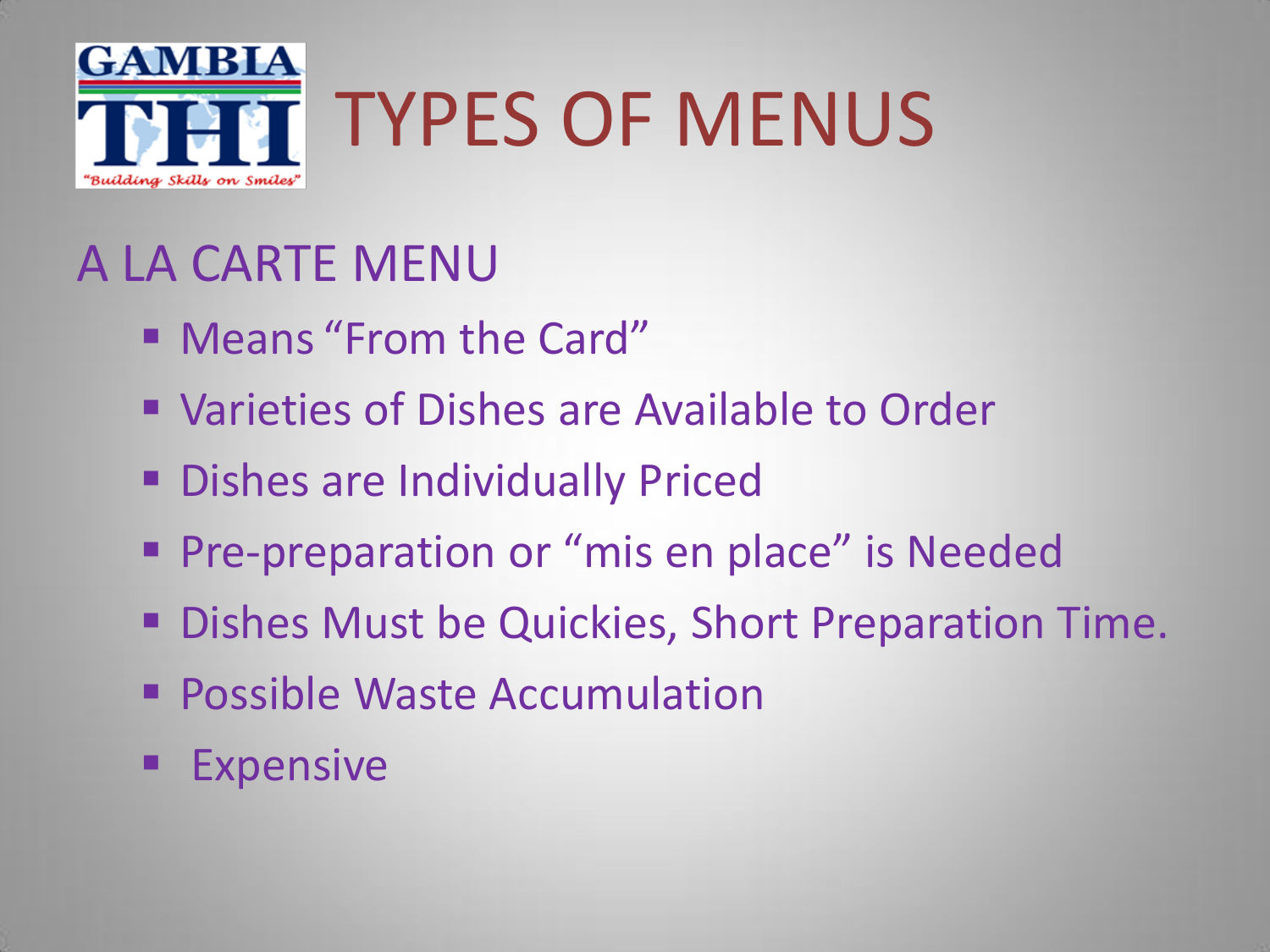# TYPES OF MENUS

## A LA CARTE MENU

- Means “From the Card”
- Varieties of Dishes are Available to Order
- Dishes are Individually Priced
- Pre-preparation or “mis en place” is Needed
- Dishes Must be Quickies, Short Preparation Time.
- Possible Waste Accumulation
- Expensive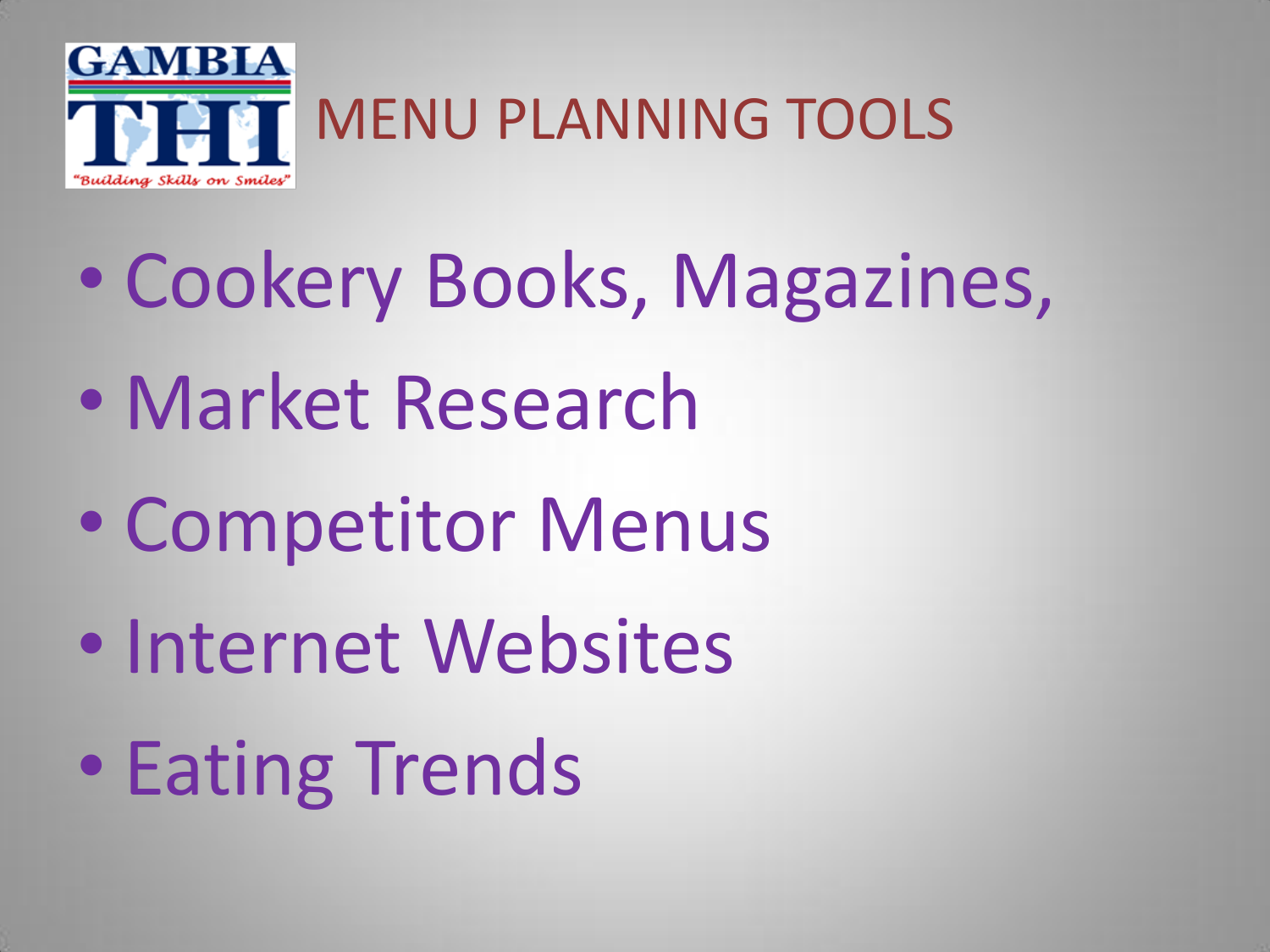# MENU PLANNING TOOLS

- Cookery Books, Magazines,
- Market Research
- Competitor Menus
- Internet Websites
- Eating Trends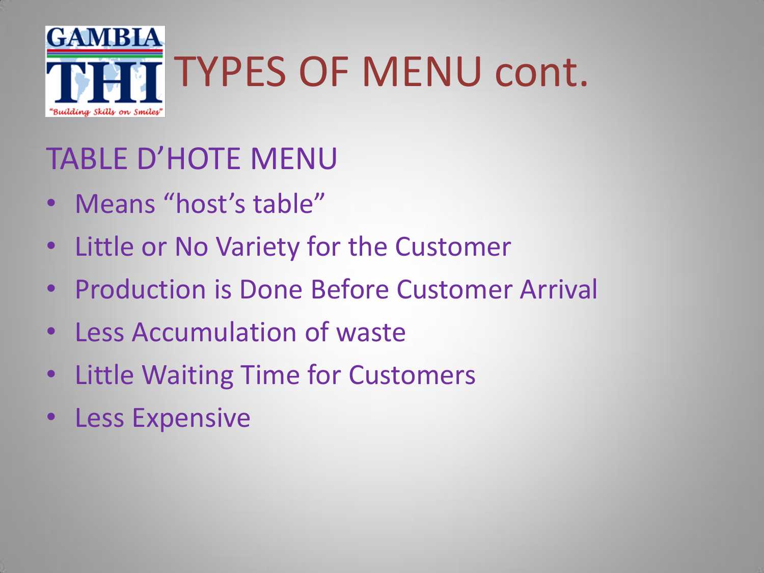# TYPES OF MENU cont.

## TABLE D'HOTE MENU

- Means "host's table"
- Little or No Variety for the Customer
- Production is Done Before Customer Arrival
- Less Accumulation of waste
- Little Waiting Time for Customers
- Less Expensive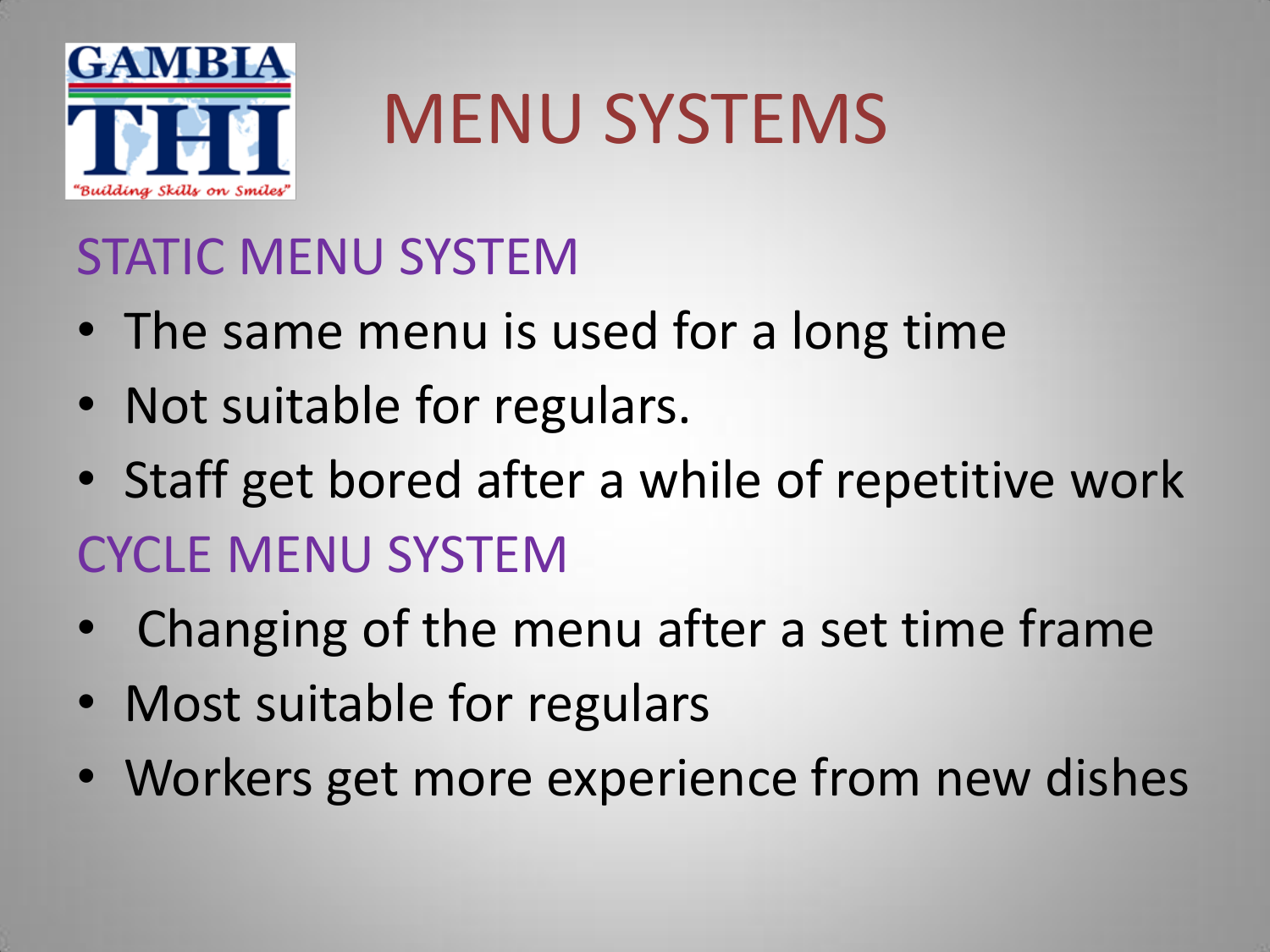# MENU SYSTEMS

## STATIC MENU SYSTEM

- The same menu is used for a long time
- Not suitable for regulars.
- Staff get bored after a while of repetitive work

## CYCLE MENU SYSTEM

- Changing of the menu after a set time frame
- Most suitable for regulars
- Workers get more experience from new dishes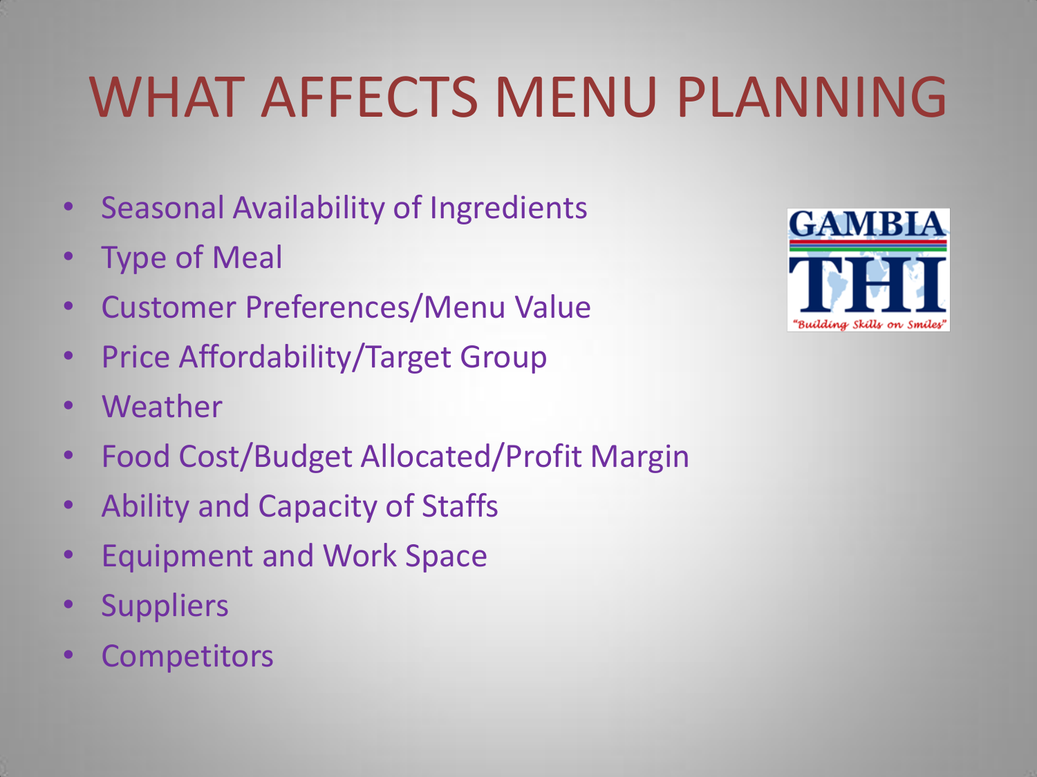# WHAT AFFECTS MENU PLANNING

- Seasonal Availability of Ingredients
- Type of Meal
- Customer Preferences/Menu Value
- Price Affordability/Target Group
- Weather
- Food Cost/Budget Allocated/Profit Margin
- Ability and Capacity of Staffs
- Equipment and Work Space
- Suppliers
- Competitors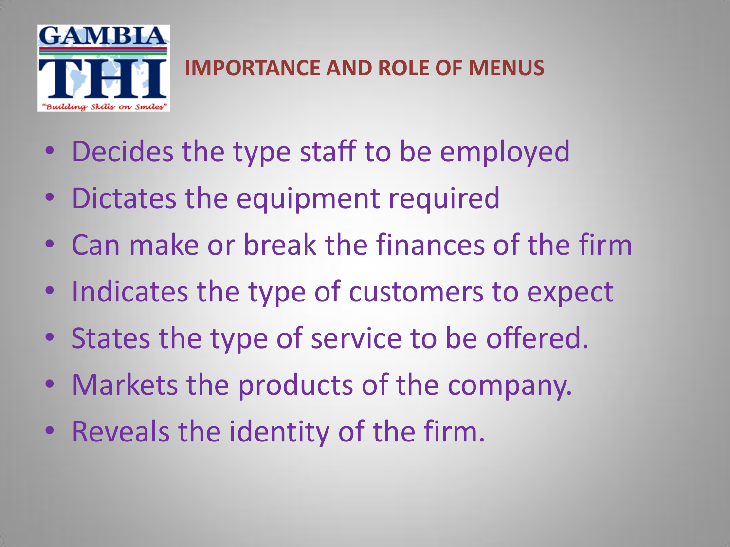## IMPORTANCE AND ROLE OF MENUS

- Decides the type staff to be employed
- Dictates the equipment required
- Can make or break the finances of the firm
- Indicates the type of customers to expect
- States the type of service to be offered.
- Markets the products of the company.
- Reveals the identity of the firm.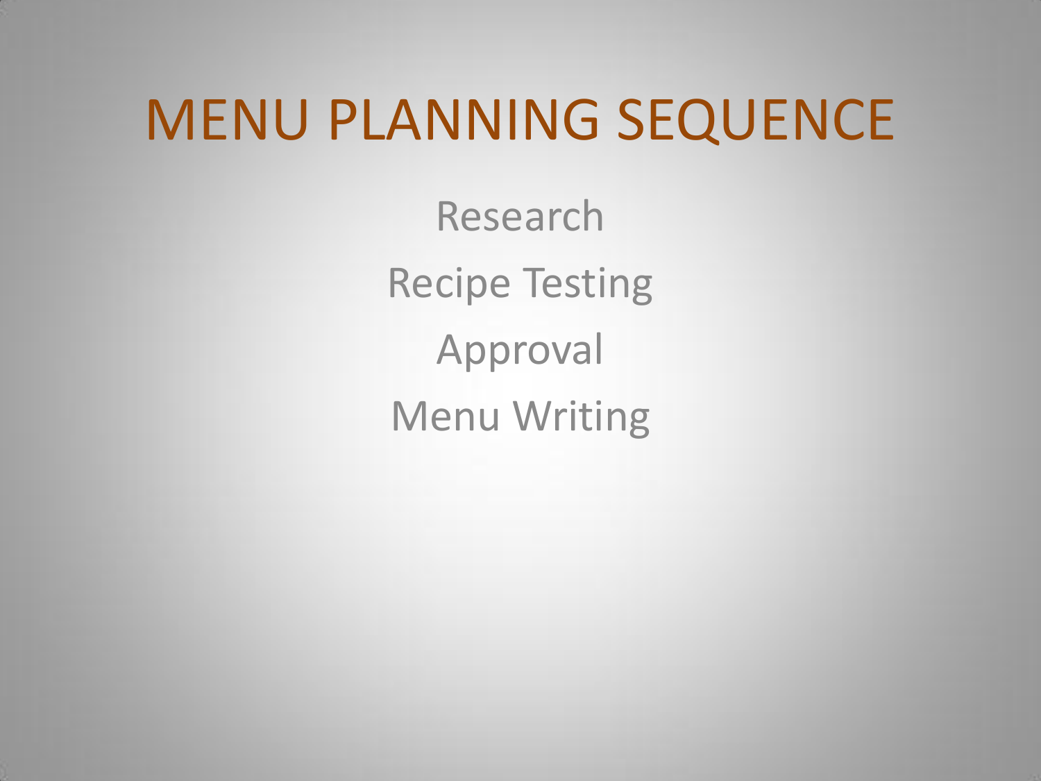# MENU PLANNING SEQUENCE

Research

Recipe Testing

Approval

Menu Writing